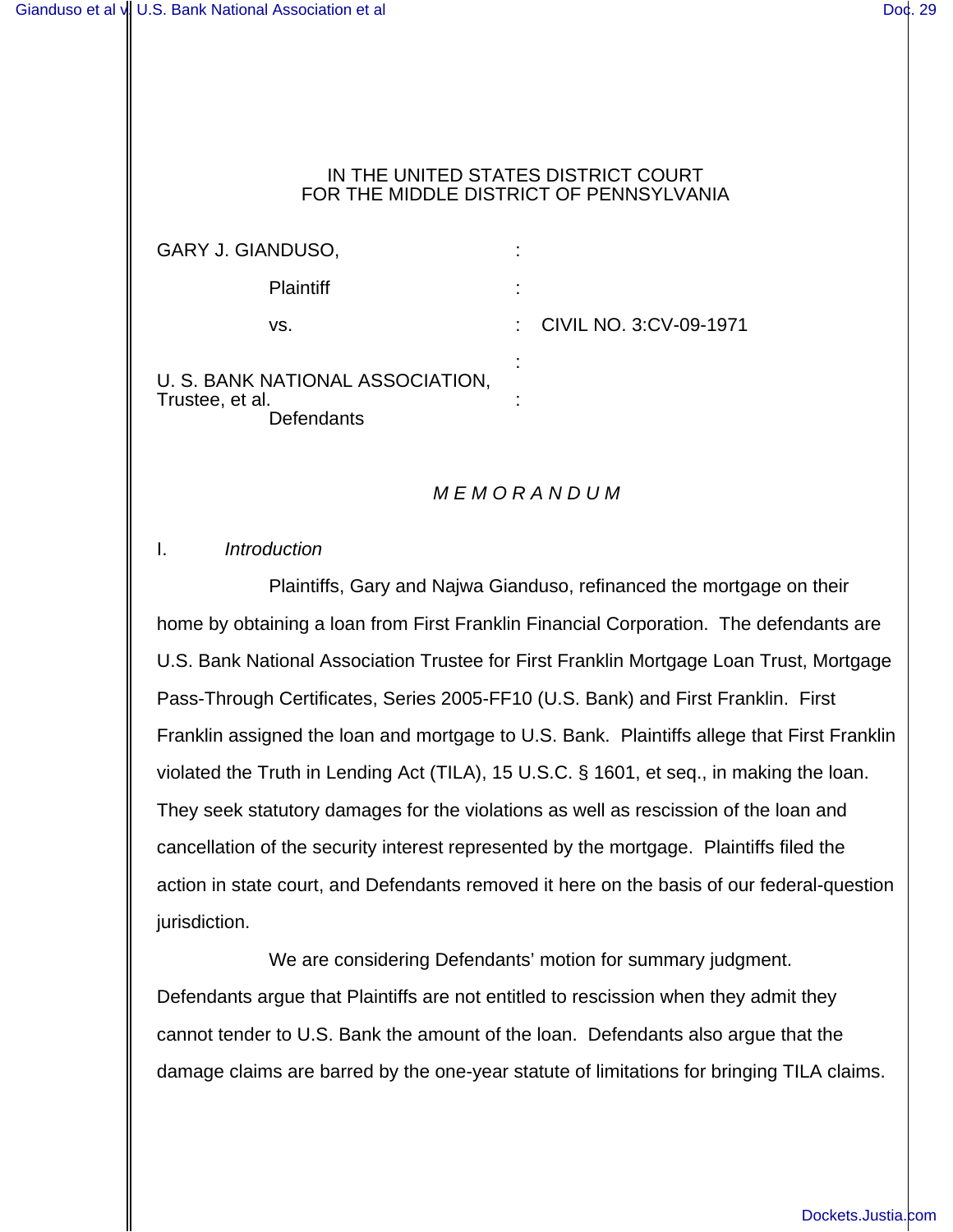IN THE UNITED STATES DISTRICT COURT
FOR THE MIDDLE DISTRICT OF PENNSYLVANIA

| | | |
|---|---|---|
| GARY J. GIANDUSO, | : | |
| Plaintiff | : | |
| vs. | : | CIVIL NO. 3:CV-09-1971 |
| | : | |
| U. S. BANK NATIONAL ASSOCIATION, Trustee, et al. | : | |
| Defendants | | |

*M E M O R A N D U M*

I. *Introduction*

Plaintiffs, Gary and Najwa Gianduso, refinanced the mortgage on their home by obtaining a loan from First Franklin Financial Corporation. The defendants are U.S. Bank National Association Trustee for First Franklin Mortgage Loan Trust, Mortgage Pass-Through Certificates, Series 2005-FF10 (U.S. Bank) and First Franklin. First Franklin assigned the loan and mortgage to U.S. Bank. Plaintiffs allege that First Franklin violated the Truth in Lending Act (TILA), 15 U.S.C. § 1601, et seq., in making the loan. They seek statutory damages for the violations as well as rescission of the loan and cancellation of the security interest represented by the mortgage. Plaintiffs filed the action in state court, and Defendants removed it here on the basis of our federal-question jurisdiction.

We are considering Defendants' motion for summary judgment. Defendants argue that Plaintiffs are not entitled to rescission when they admit they cannot tender to U.S. Bank the amount of the loan. Defendants also argue that the damage claims are barred by the one-year statute of limitations for bringing TILA claims.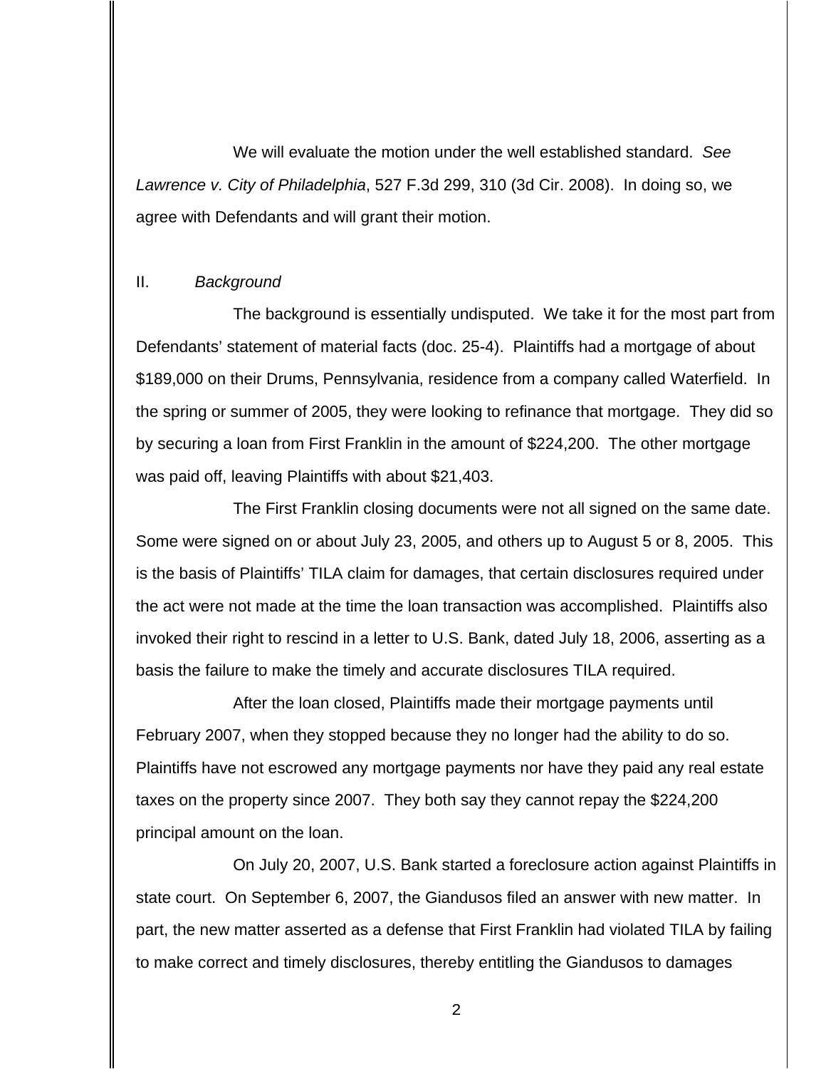We will evaluate the motion under the well established standard. *See Lawrence v. City of Philadelphia*, 527 F.3d 299, 310 (3d Cir. 2008). In doing so, we agree with Defendants and will grant their motion.

## II. *Background*

The background is essentially undisputed. We take it for the most part from Defendants' statement of material facts (doc. 25-4). Plaintiffs had a mortgage of about $189,000 on their Drums, Pennsylvania, residence from a company called Waterfield. In the spring or summer of 2005, they were looking to refinance that mortgage. They did so by securing a loan from First Franklin in the amount of $224,200. The other mortgage was paid off, leaving Plaintiffs with about $21,403.

The First Franklin closing documents were not all signed on the same date. Some were signed on or about July 23, 2005, and others up to August 5 or 8, 2005. This is the basis of Plaintiffs' TILA claim for damages, that certain disclosures required under the act were not made at the time the loan transaction was accomplished. Plaintiffs also invoked their right to rescind in a letter to U.S. Bank, dated July 18, 2006, asserting as a basis the failure to make the timely and accurate disclosures TILA required.

After the loan closed, Plaintiffs made their mortgage payments until February 2007, when they stopped because they no longer had the ability to do so. Plaintiffs have not escrowed any mortgage payments nor have they paid any real estate taxes on the property since 2007. They both say they cannot repay the $224,200 principal amount on the loan.

On July 20, 2007, U.S. Bank started a foreclosure action against Plaintiffs in state court. On September 6, 2007, the Giandusos filed an answer with new matter. In part, the new matter asserted as a defense that First Franklin had violated TILA by failing to make correct and timely disclosures, thereby entitling the Giandusos to damages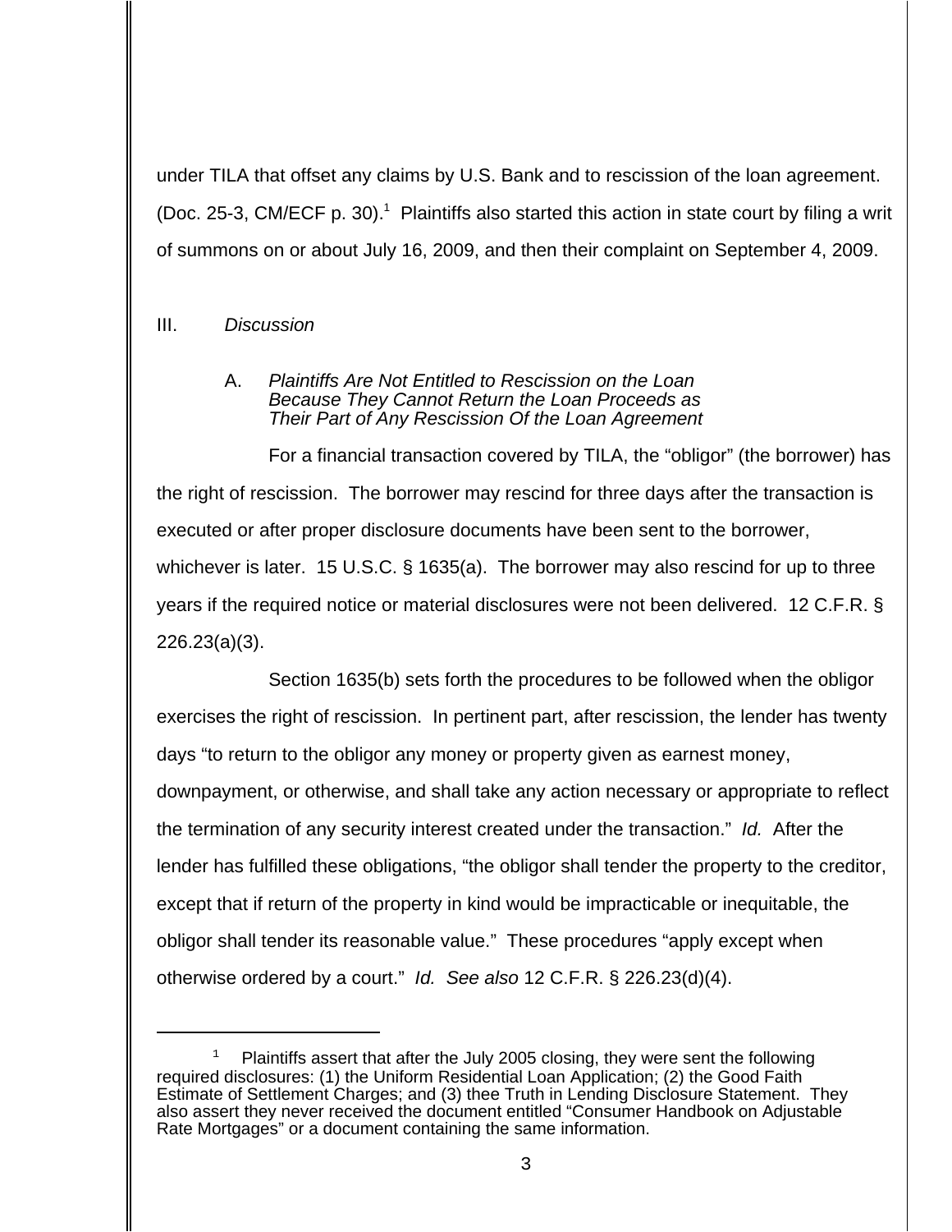under TILA that offset any claims by U.S. Bank and to rescission of the loan agreement. (Doc. 25-3, CM/ECF p. 30).[1] Plaintiffs also started this action in state court by filing a writ of summons on or about July 16, 2009, and then their complaint on September 4, 2009.

III. *Discussion*

A. *Plaintiffs Are Not Entitled to Rescission on the Loan Because They Cannot Return the Loan Proceeds as Their Part of Any Rescission Of the Loan Agreement*

For a financial transaction covered by TILA, the "obligor" (the borrower) has the right of rescission. The borrower may rescind for three days after the transaction is executed or after proper disclosure documents have been sent to the borrower, whichever is later. 15 U.S.C. § 1635(a). The borrower may also rescind for up to three years if the required notice or material disclosures were not been delivered. 12 C.F.R. § 226.23(a)(3).

Section 1635(b) sets forth the procedures to be followed when the obligor exercises the right of rescission. In pertinent part, after rescission, the lender has twenty days "to return to the obligor any money or property given as earnest money, downpayment, or otherwise, and shall take any action necessary or appropriate to reflect the termination of any security interest created under the transaction." *Id.* After the lender has fulfilled these obligations, "the obligor shall tender the property to the creditor, except that if return of the property in kind would be impracticable or inequitable, the obligor shall tender its reasonable value." These procedures "apply except when otherwise ordered by a court." *Id.* *See also* 12 C.F.R. § 226.23(d)(4).

---

[1] Plaintiffs assert that after the July 2005 closing, they were sent the following required disclosures: (1) the Uniform Residential Loan Application; (2) the Good Faith Estimate of Settlement Charges; and (3) thee Truth in Lending Disclosure Statement. They also assert they never received the document entitled "Consumer Handbook on Adjustable Rate Mortgages" or a document containing the same information.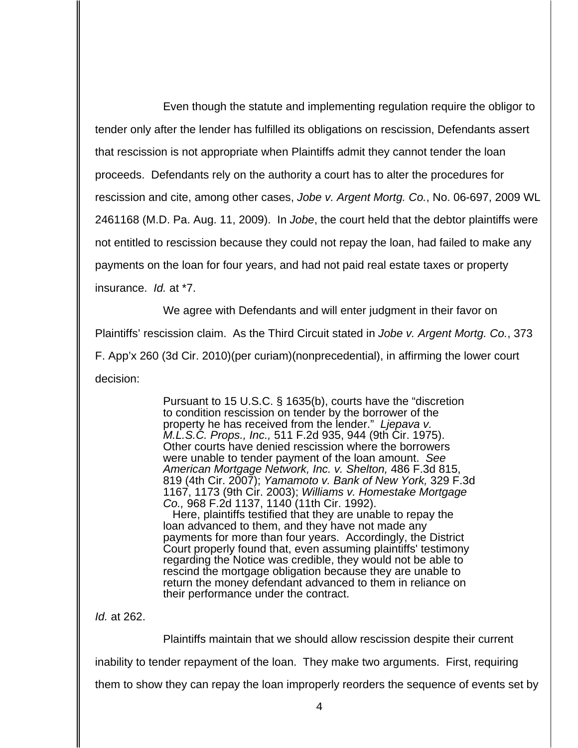Even though the statute and implementing regulation require the obligor to tender only after the lender has fulfilled its obligations on rescission, Defendants assert that rescission is not appropriate when Plaintiffs admit they cannot tender the loan proceeds. Defendants rely on the authority a court has to alter the procedures for rescission and cite, among other cases, *Jobe v. Argent Mortg. Co.*, No. 06-697, 2009 WL 2461168 (M.D. Pa. Aug. 11, 2009). In *Jobe*, the court held that the debtor plaintiffs were not entitled to rescission because they could not repay the loan, had failed to make any payments on the loan for four years, and had not paid real estate taxes or property insurance. *Id.* at *7.

We agree with Defendants and will enter judgment in their favor on Plaintiffs' rescission claim. As the Third Circuit stated in *Jobe v. Argent Mortg. Co.*, 373 F. App'x 260 (3d Cir. 2010)(per curiam)(nonprecedential), in affirming the lower court decision:

> Pursuant to 15 U.S.C. § 1635(b), courts have the "discretion to condition rescission on tender by the borrower of the property he has received from the lender." *Ljepava v. M.L.S.C. Props., Inc.,* 511 F.2d 935, 944 (9th Cir. 1975). Other courts have denied rescission where the borrowers were unable to tender payment of the loan amount. *See American Mortgage Network, Inc. v. Shelton,* 486 F.3d 815, 819 (4th Cir. 2007); *Yamamoto v. Bank of New York,* 329 F.3d 1167, 1173 (9th Cir. 2003); *Williams v. Homestake Mortgage Co.,* 968 F.2d 1137, 1140 (11th Cir. 1992).
>
> Here, plaintiffs testified that they are unable to repay the loan advanced to them, and they have not made any payments for more than four years. Accordingly, the District Court properly found that, even assuming plaintiffs' testimony regarding the Notice was credible, they would not be able to rescind the mortgage obligation because they are unable to return the money defendant advanced to them in reliance on their performance under the contract.

*Id.* at 262.

Plaintiffs maintain that we should allow rescission despite their current inability to tender repayment of the loan. They make two arguments. First, requiring them to show they can repay the loan improperly reorders the sequence of events set by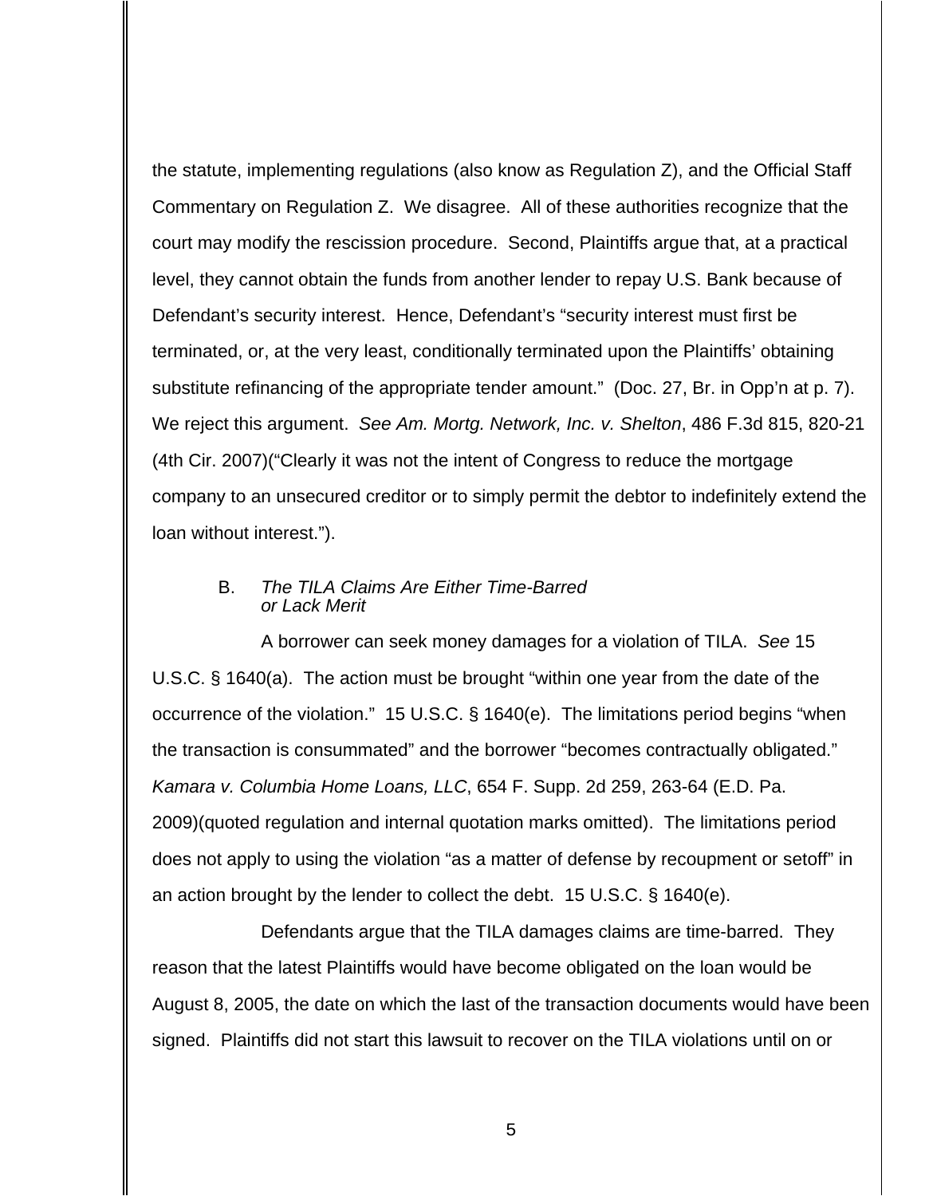the statute, implementing regulations (also know as Regulation Z), and the Official Staff Commentary on Regulation Z. We disagree. All of these authorities recognize that the court may modify the rescission procedure. Second, Plaintiffs argue that, at a practical level, they cannot obtain the funds from another lender to repay U.S. Bank because of Defendant's security interest. Hence, Defendant's "security interest must first be terminated, or, at the very least, conditionally terminated upon the Plaintiffs' obtaining substitute refinancing of the appropriate tender amount." (Doc. 27, Br. in Opp'n at p. 7). We reject this argument. *See Am. Mortg. Network, Inc. v. Shelton*, 486 F.3d 815, 820-21 (4th Cir. 2007)("Clearly it was not the intent of Congress to reduce the mortgage company to an unsecured creditor or to simply permit the debtor to indefinitely extend the loan without interest.").

### B. *The TILA Claims Are Either Time-Barred or Lack Merit*

A borrower can seek money damages for a violation of TILA. *See* 15 U.S.C. § 1640(a). The action must be brought "within one year from the date of the occurrence of the violation." 15 U.S.C. § 1640(e). The limitations period begins "when the transaction is consummated" and the borrower "becomes contractually obligated." *Kamara v. Columbia Home Loans, LLC*, 654 F. Supp. 2d 259, 263-64 (E.D. Pa. 2009)(quoted regulation and internal quotation marks omitted). The limitations period does not apply to using the violation "as a matter of defense by recoupment or setoff" in an action brought by the lender to collect the debt. 15 U.S.C. § 1640(e).

Defendants argue that the TILA damages claims are time-barred. They reason that the latest Plaintiffs would have become obligated on the loan would be August 8, 2005, the date on which the last of the transaction documents would have been signed. Plaintiffs did not start this lawsuit to recover on the TILA violations until on or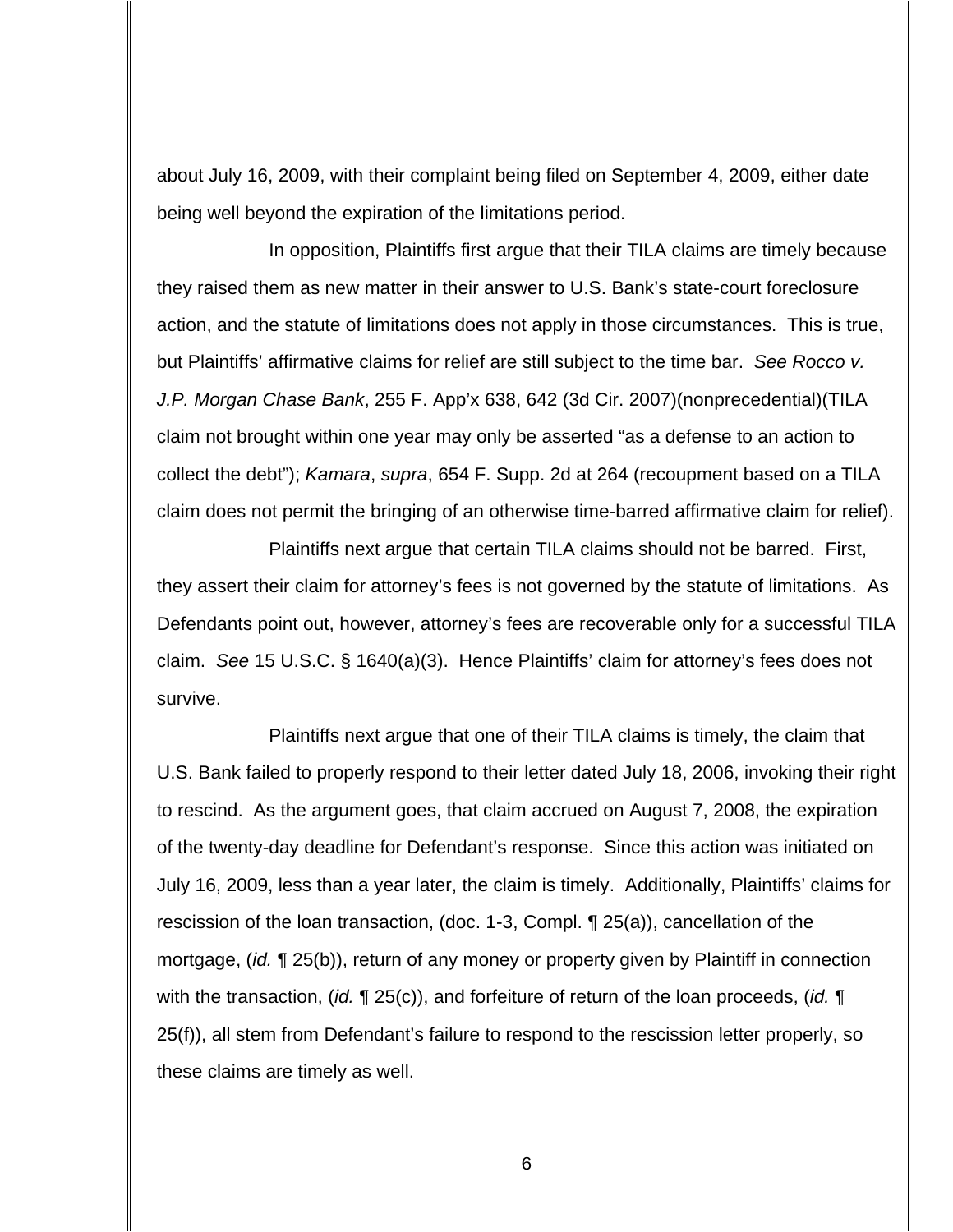about July 16, 2009, with their complaint being filed on September 4, 2009, either date being well beyond the expiration of the limitations period.

In opposition, Plaintiffs first argue that their TILA claims are timely because they raised them as new matter in their answer to U.S. Bank's state-court foreclosure action, and the statute of limitations does not apply in those circumstances. This is true, but Plaintiffs' affirmative claims for relief are still subject to the time bar. *See Rocco v. J.P. Morgan Chase Bank*, 255 F. App'x 638, 642 (3d Cir. 2007)(nonprecedential)(TILA claim not brought within one year may only be asserted "as a defense to an action to collect the debt"); *Kamara*, *supra*, 654 F. Supp. 2d at 264 (recoupment based on a TILA claim does not permit the bringing of an otherwise time-barred affirmative claim for relief).

Plaintiffs next argue that certain TILA claims should not be barred. First, they assert their claim for attorney's fees is not governed by the statute of limitations. As Defendants point out, however, attorney's fees are recoverable only for a successful TILA claim. *See* 15 U.S.C. § 1640(a)(3). Hence Plaintiffs' claim for attorney's fees does not survive.

Plaintiffs next argue that one of their TILA claims is timely, the claim that U.S. Bank failed to properly respond to their letter dated July 18, 2006, invoking their right to rescind. As the argument goes, that claim accrued on August 7, 2008, the expiration of the twenty-day deadline for Defendant's response. Since this action was initiated on July 16, 2009, less than a year later, the claim is timely. Additionally, Plaintiffs' claims for rescission of the loan transaction, (doc. 1-3, Compl. ¶ 25(a)), cancellation of the mortgage, (*id.* ¶ 25(b)), return of any money or property given by Plaintiff in connection with the transaction, (*id.* ¶ 25(c)), and forfeiture of return of the loan proceeds, (*id.* ¶ 25(f)), all stem from Defendant's failure to respond to the rescission letter properly, so these claims are timely as well.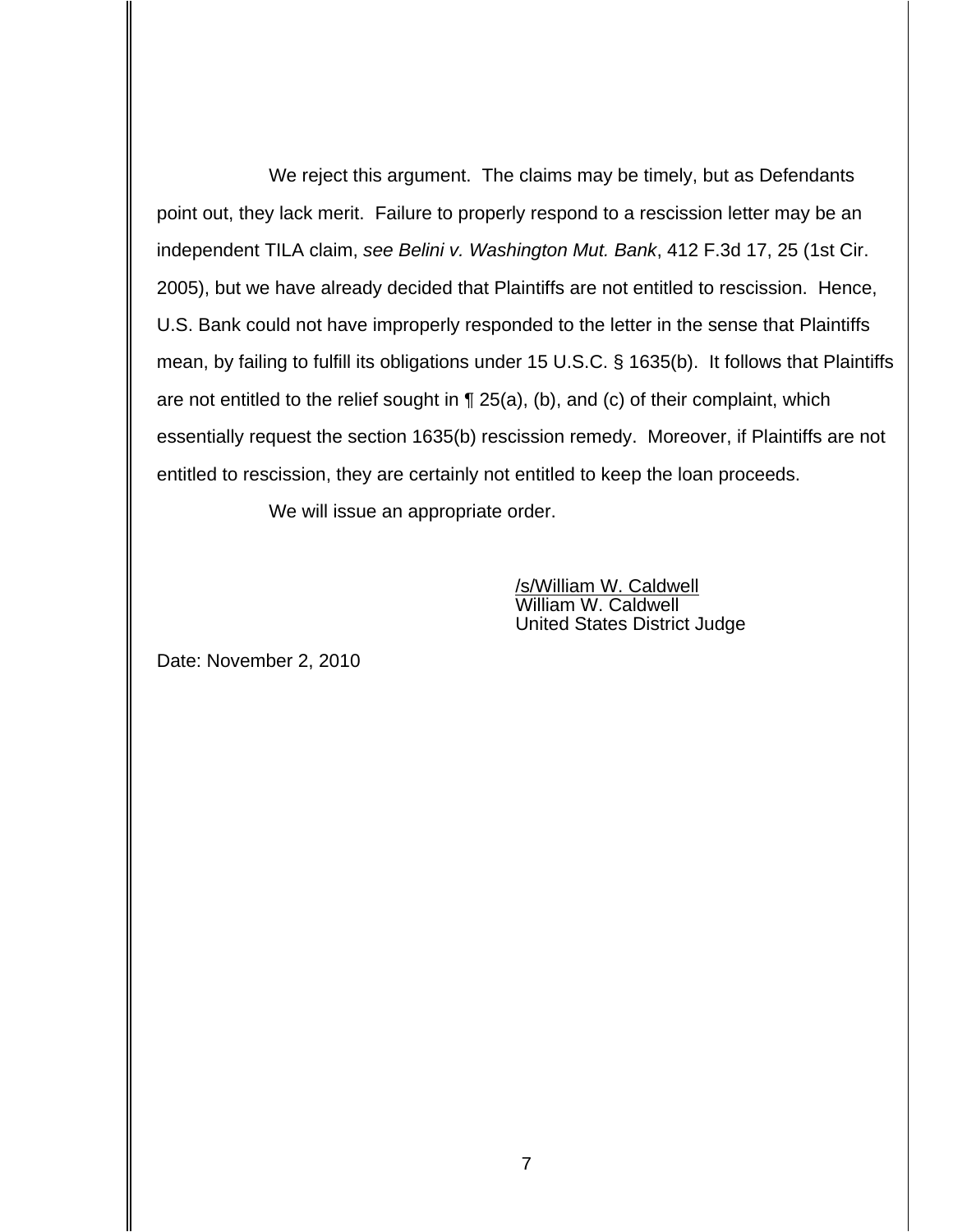We reject this argument. The claims may be timely, but as Defendants point out, they lack merit. Failure to properly respond to a rescission letter may be an independent TILA claim, *see Belini v. Washington Mut. Bank*, 412 F.3d 17, 25 (1st Cir. 2005), but we have already decided that Plaintiffs are not entitled to rescission. Hence, U.S. Bank could not have improperly responded to the letter in the sense that Plaintiffs mean, by failing to fulfill its obligations under 15 U.S.C. § 1635(b). It follows that Plaintiffs are not entitled to the relief sought in ¶ 25(a), (b), and (c) of their complaint, which essentially request the section 1635(b) rescission remedy. Moreover, if Plaintiffs are not entitled to rescission, they are certainly not entitled to keep the loan proceeds.

We will issue an appropriate order.

/s/William W. Caldwell
William W. Caldwell
United States District Judge

Date: November 2, 2010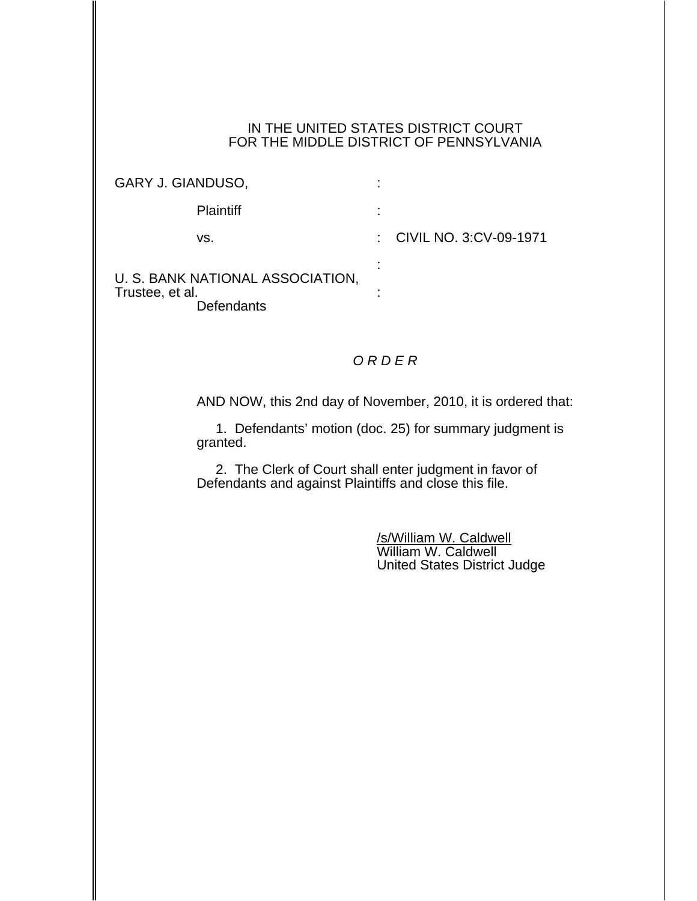IN THE UNITED STATES DISTRICT COURT
FOR THE MIDDLE DISTRICT OF PENNSYLVANIA

GARY J. GIANDUSO, :

Plaintiff :

vs. : CIVIL NO. 3:CV-09-1971

:

U. S. BANK NATIONAL ASSOCIATION, Trustee, et al. :

Defendants

*O R D E R*

AND NOW, this 2nd day of November, 2010, it is ordered that:

1. Defendants' motion (doc. 25) for summary judgment is granted.

2. The Clerk of Court shall enter judgment in favor of Defendants and against Plaintiffs and close this file.

/s/William W. Caldwell
William W. Caldwell
United States District Judge